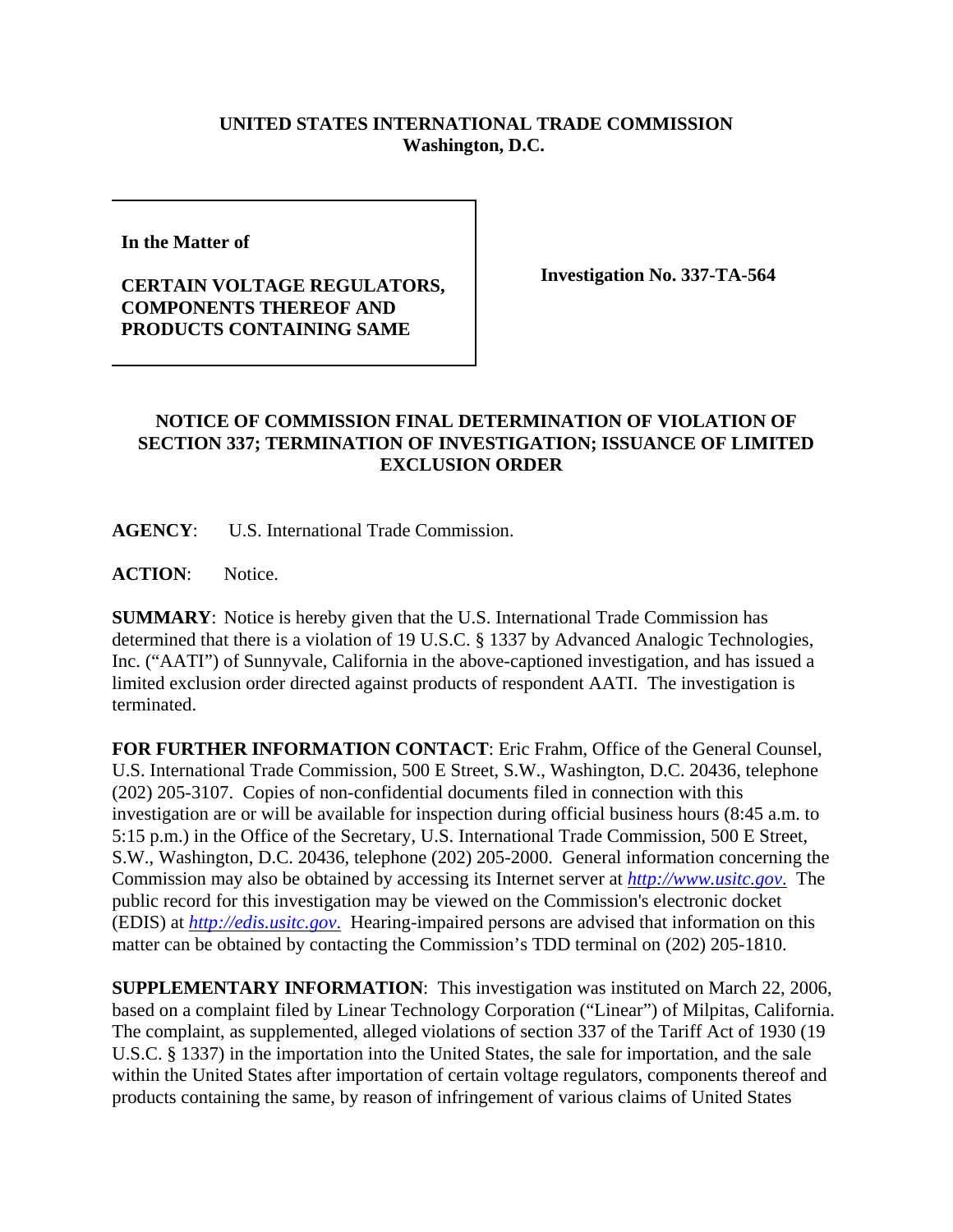**UNITED STATES INTERNATIONAL TRADE COMMISSION**
**Washington, D.C.**

| | |
|---|---|
| **In the Matter of**<br><br>**CERTAIN VOLTAGE REGULATORS, COMPONENTS THEREOF AND PRODUCTS CONTAINING SAME** | **Investigation No. 337-TA-564** |

**NOTICE OF COMMISSION FINAL DETERMINATION OF VIOLATION OF SECTION 337; TERMINATION OF INVESTIGATION; ISSUANCE OF LIMITED EXCLUSION ORDER**

**AGENCY**: U.S. International Trade Commission.

**ACTION**: Notice.

**SUMMARY**: Notice is hereby given that the U.S. International Trade Commission has determined that there is a violation of 19 U.S.C. § 1337 by Advanced Analogic Technologies, Inc. ("AATI") of Sunnyvale, California in the above-captioned investigation, and has issued a limited exclusion order directed against products of respondent AATI. The investigation is terminated.

**FOR FURTHER INFORMATION CONTACT**: Eric Frahm, Office of the General Counsel, U.S. International Trade Commission, 500 E Street, S.W., Washington, D.C. 20436, telephone (202) 205-3107. Copies of non-confidential documents filed in connection with this investigation are or will be available for inspection during official business hours (8:45 a.m. to 5:15 p.m.) in the Office of the Secretary, U.S. International Trade Commission, 500 E Street, S.W., Washington, D.C. 20436, telephone (202) 205-2000. General information concerning the Commission may also be obtained by accessing its Internet server at *http://www.usitc.gov.* The public record for this investigation may be viewed on the Commission's electronic docket (EDIS) at *http://edis.usitc.gov.* Hearing-impaired persons are advised that information on this matter can be obtained by contacting the Commission's TDD terminal on (202) 205-1810.

**SUPPLEMENTARY INFORMATION**: This investigation was instituted on March 22, 2006, based on a complaint filed by Linear Technology Corporation ("Linear") of Milpitas, California. The complaint, as supplemented, alleged violations of section 337 of the Tariff Act of 1930 (19 U.S.C. § 1337) in the importation into the United States, the sale for importation, and the sale within the United States after importation of certain voltage regulators, components thereof and products containing the same, by reason of infringement of various claims of United States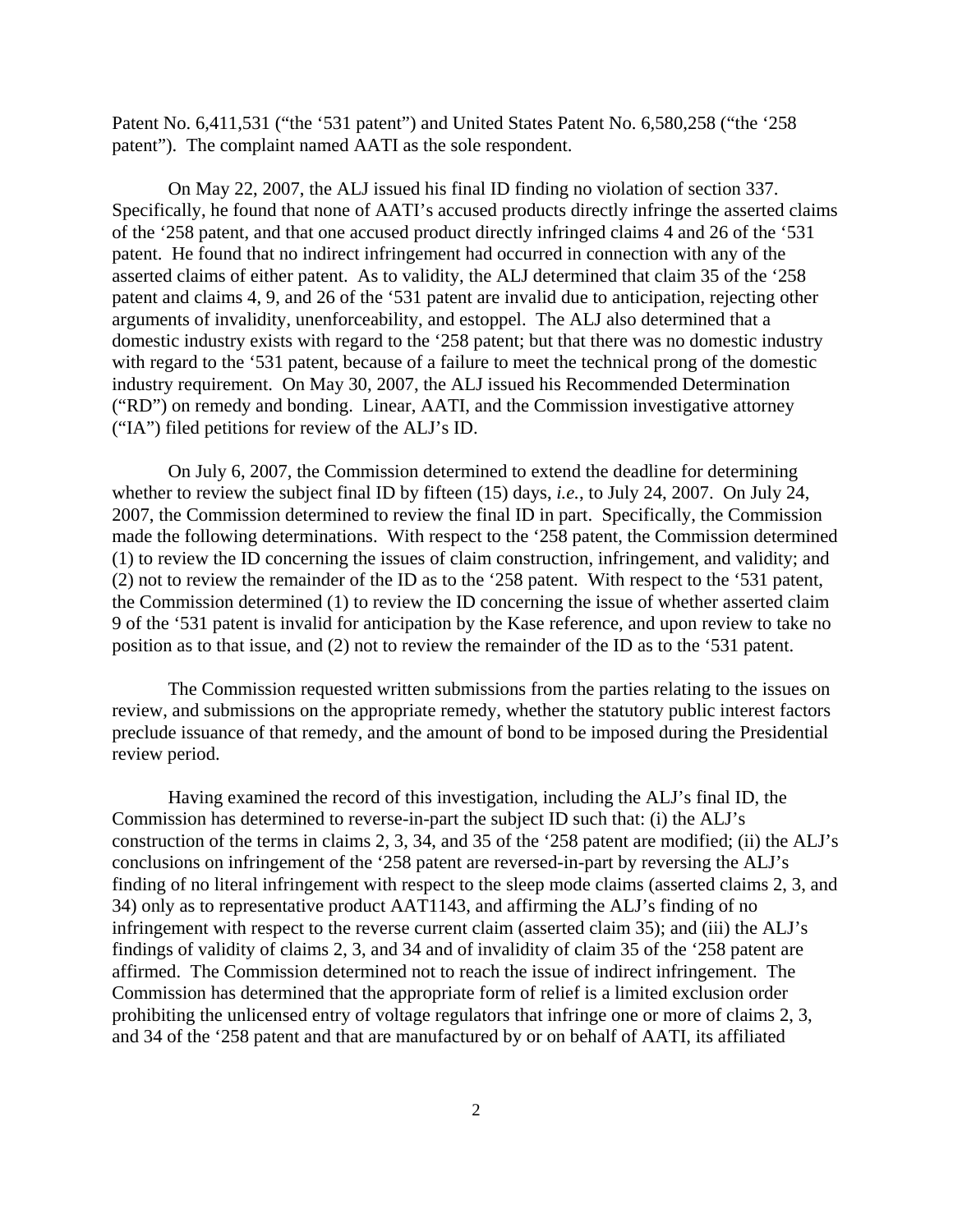Patent No. 6,411,531 ("the '531 patent") and United States Patent No. 6,580,258 ("the '258 patent"). The complaint named AATI as the sole respondent.

On May 22, 2007, the ALJ issued his final ID finding no violation of section 337. Specifically, he found that none of AATI's accused products directly infringe the asserted claims of the '258 patent, and that one accused product directly infringed claims 4 and 26 of the '531 patent. He found that no indirect infringement had occurred in connection with any of the asserted claims of either patent. As to validity, the ALJ determined that claim 35 of the '258 patent and claims 4, 9, and 26 of the '531 patent are invalid due to anticipation, rejecting other arguments of invalidity, unenforceability, and estoppel. The ALJ also determined that a domestic industry exists with regard to the '258 patent; but that there was no domestic industry with regard to the '531 patent, because of a failure to meet the technical prong of the domestic industry requirement. On May 30, 2007, the ALJ issued his Recommended Determination ("RD") on remedy and bonding. Linear, AATI, and the Commission investigative attorney ("IA") filed petitions for review of the ALJ's ID.

On July 6, 2007, the Commission determined to extend the deadline for determining whether to review the subject final ID by fifteen (15) days, *i.e.*, to July 24, 2007. On July 24, 2007, the Commission determined to review the final ID in part. Specifically, the Commission made the following determinations. With respect to the '258 patent, the Commission determined (1) to review the ID concerning the issues of claim construction, infringement, and validity; and (2) not to review the remainder of the ID as to the '258 patent. With respect to the '531 patent, the Commission determined (1) to review the ID concerning the issue of whether asserted claim 9 of the '531 patent is invalid for anticipation by the Kase reference, and upon review to take no position as to that issue, and (2) not to review the remainder of the ID as to the '531 patent.

The Commission requested written submissions from the parties relating to the issues on review, and submissions on the appropriate remedy, whether the statutory public interest factors preclude issuance of that remedy, and the amount of bond to be imposed during the Presidential review period.

Having examined the record of this investigation, including the ALJ's final ID, the Commission has determined to reverse-in-part the subject ID such that: (i) the ALJ's construction of the terms in claims 2, 3, 34, and 35 of the '258 patent are modified; (ii) the ALJ's conclusions on infringement of the '258 patent are reversed-in-part by reversing the ALJ's finding of no literal infringement with respect to the sleep mode claims (asserted claims 2, 3, and 34) only as to representative product AAT1143, and affirming the ALJ's finding of no infringement with respect to the reverse current claim (asserted claim 35); and (iii) the ALJ's findings of validity of claims 2, 3, and 34 and of invalidity of claim 35 of the '258 patent are affirmed. The Commission determined not to reach the issue of indirect infringement. The Commission has determined that the appropriate form of relief is a limited exclusion order prohibiting the unlicensed entry of voltage regulators that infringe one or more of claims 2, 3, and 34 of the '258 patent and that are manufactured by or on behalf of AATI, its affiliated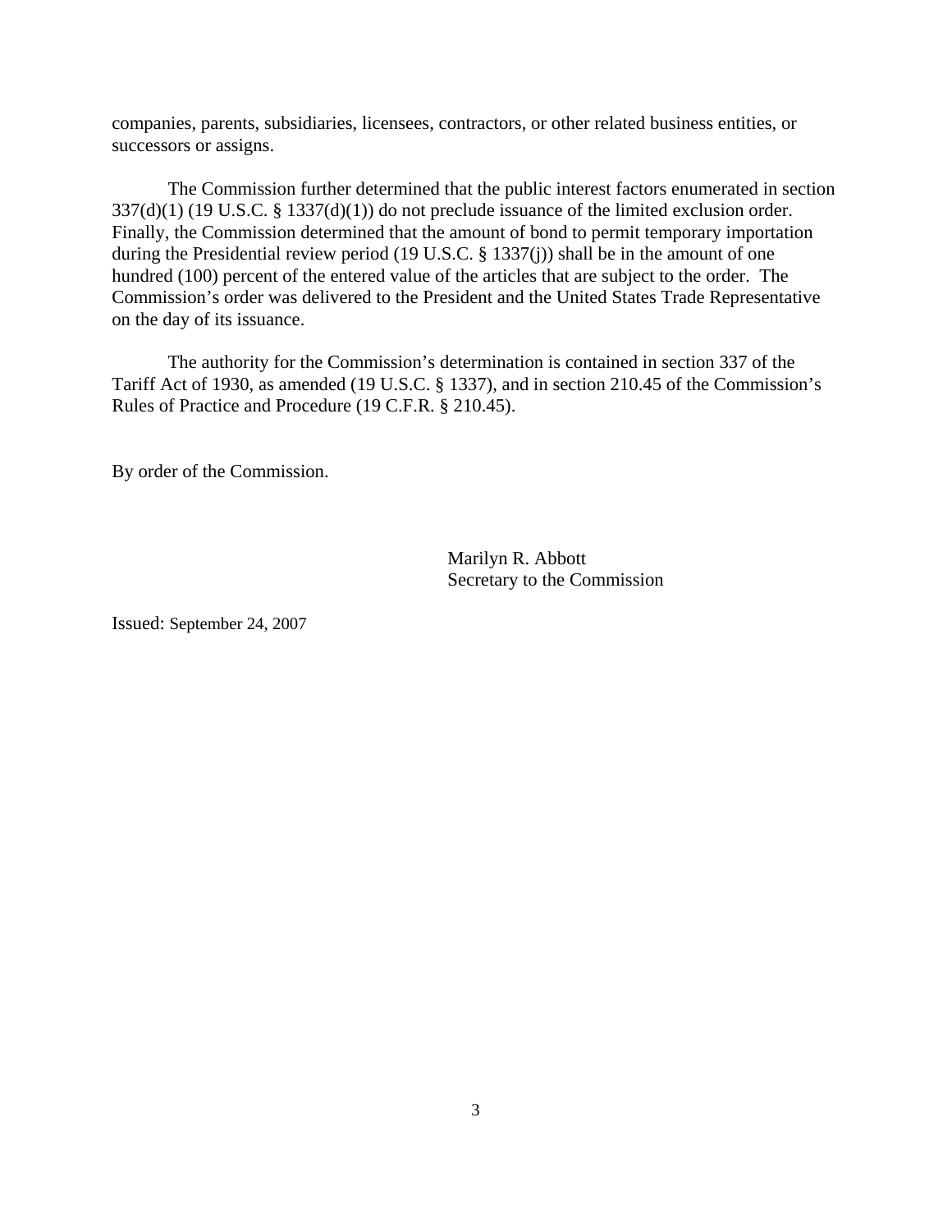companies, parents, subsidiaries, licensees, contractors, or other related business entities, or successors or assigns.

The Commission further determined that the public interest factors enumerated in section 337(d)(1) (19 U.S.C. § 1337(d)(1)) do not preclude issuance of the limited exclusion order. Finally, the Commission determined that the amount of bond to permit temporary importation during the Presidential review period (19 U.S.C. § 1337(j)) shall be in the amount of one hundred (100) percent of the entered value of the articles that are subject to the order. The Commission's order was delivered to the President and the United States Trade Representative on the day of its issuance.

The authority for the Commission's determination is contained in section 337 of the Tariff Act of 1930, as amended (19 U.S.C. § 1337), and in section 210.45 of the Commission's Rules of Practice and Procedure (19 C.F.R. § 210.45).

By order of the Commission.

Marilyn R. Abbott
Secretary to the Commission

Issued: September 24, 2007